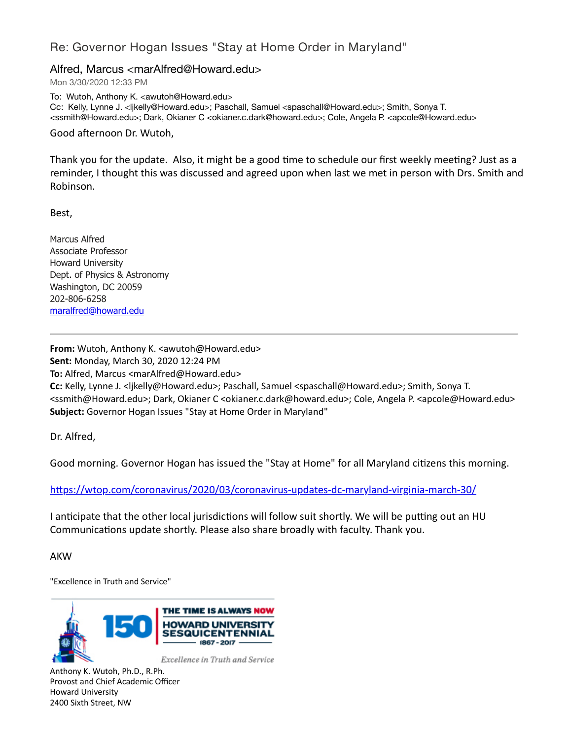# Re: Governor Hogan Issues "Stay at Home Order in Maryland"

## Alfred, Marcus <marAlfred@Howard.edu>

Mon 3/30/2020 12:33 PM

To: Wutoh, Anthony K. <awutoh@Howard.edu>
Cc: Kelly, Lynne J. <ljkelly@Howard.edu>; Paschall, Samuel <spaschall@Howard.edu>; Smith, Sonya T. <ssmith@Howard.edu>; Dark, Okianer C <okianer.c.dark@howard.edu>; Cole, Angela P. <apcole@Howard.edu>

Good afternoon Dr. Wutoh,

Thank you for the update. Also, it might be a good time to schedule our first weekly meeting? Just as a reminder, I thought this was discussed and agreed upon when last we met in person with Drs. Smith and Robinson.

Best,

Marcus Alfred
Associate Professor
Howard University
Dept. of Physics & Astronomy
Washington, DC 20059
202-806-6258
maralfred@howard.edu

---

**From:** Wutoh, Anthony K. <awutoh@Howard.edu>
**Sent:** Monday, March 30, 2020 12:24 PM
**To:** Alfred, Marcus <marAlfred@Howard.edu>
**Cc:** Kelly, Lynne J. <ljkelly@Howard.edu>; Paschall, Samuel <spaschall@Howard.edu>; Smith, Sonya T. <ssmith@Howard.edu>; Dark, Okianer C <okianer.c.dark@howard.edu>; Cole, Angela P. <apcole@Howard.edu>
**Subject:** Governor Hogan Issues "Stay at Home Order in Maryland"

Dr. Alfred,

Good morning. Governor Hogan has issued the "Stay at Home" for all Maryland citizens this morning.

https://wtop.com/coronavirus/2020/03/coronavirus-updates-dc-maryland-virginia-march-30/

I anticipate that the other local jurisdictions will follow suit shortly. We will be putting out an HU Communications update shortly. Please also share broadly with faculty. Thank you.

AKW

"Excellence in Truth and Service"

150 THE TIME IS ALWAYS NOW
HOWARD UNIVERSITY SESQUICENTENNIAL
1867 - 2017
*Excellence in Truth and Service*

Anthony K. Wutoh, Ph.D., R.Ph.
Provost and Chief Academic Officer
Howard University
2400 Sixth Street, NW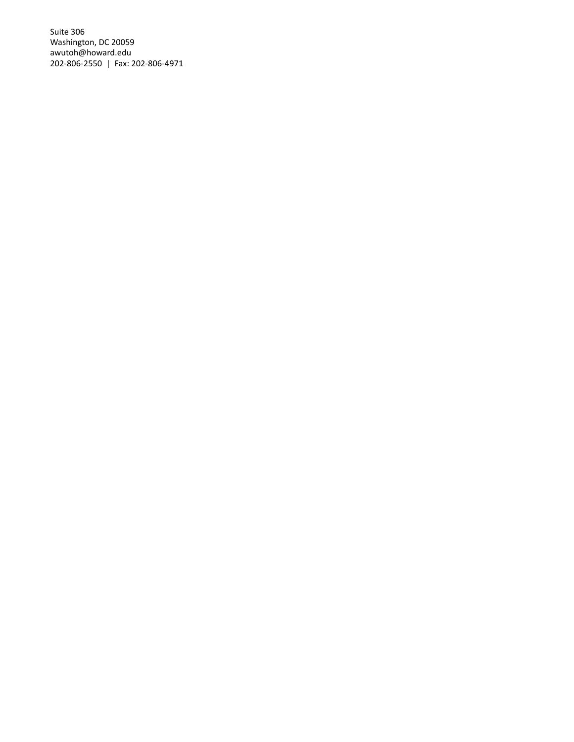Suite 306
Washington, DC 20059
awutoh@howard.edu
202-806-2550 | Fax: 202-806-4971